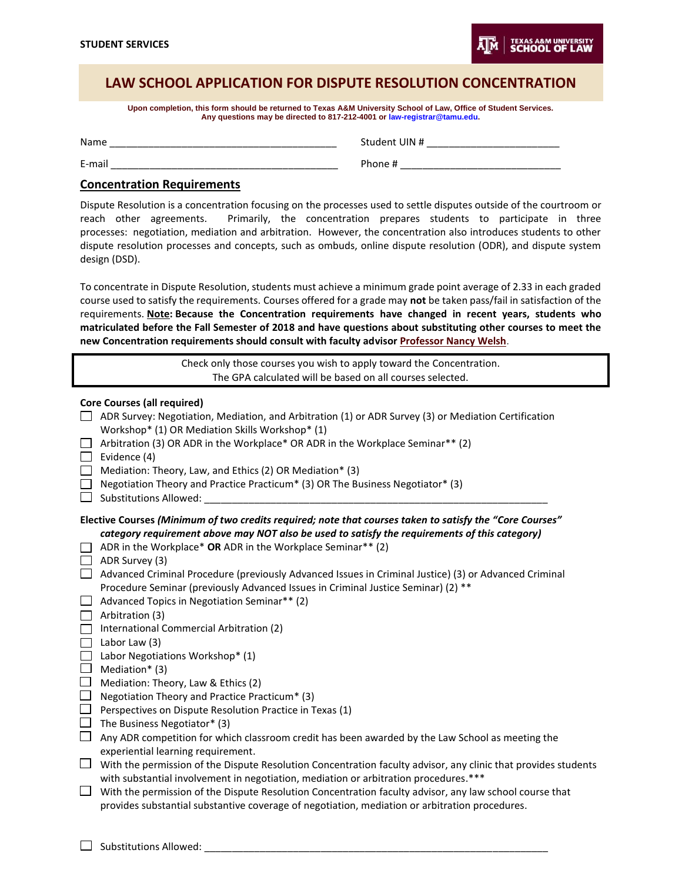STUDENT SERVICES

TEXAS A&M UNIVERSITY SCHOOL OF LAW

# LAW SCHOOL APPLICATION FOR DISPUTE RESOLUTION CONCENTRATION

**Upon completion, this form should be returned to Texas A&M University School of Law, Office of Student Services. Any questions may be directed to 817-212-4001 or law-registrar@tamu.edu.**

Name ________________________________________ Student UIN # ________________________

E-mail ________________________________________ Phone # ____________________________

## Concentration Requirements

Dispute Resolution is a concentration focusing on the processes used to settle disputes outside of the courtroom or reach other agreements. Primarily, the concentration prepares students to participate in three processes: negotiation, mediation and arbitration. However, the concentration also introduces students to other dispute resolution processes and concepts, such as ombuds, online dispute resolution (ODR), and dispute system design (DSD).

To concentrate in Dispute Resolution, students must achieve a minimum grade point average of 2.33 in each graded course used to satisfy the requirements. Courses offered for a grade may **not** be taken pass/fail in satisfaction of the requirements. **Note: Because the Concentration requirements have changed in recent years, students who matriculated before the Fall Semester of 2018 and have questions about substituting other courses to meet the new Concentration requirements should consult with faculty advisor Professor Nancy Welsh.**

> Check only those courses you wish to apply toward the Concentration.
> The GPA calculated will be based on all courses selected.

**Core Courses (all required)**

- ☐ ADR Survey: Negotiation, Mediation, and Arbitration (1) or ADR Survey (3) or Mediation Certification Workshop* (1) OR Mediation Skills Workshop* (1)
- ☐ Arbitration (3) OR ADR in the Workplace* OR ADR in the Workplace Seminar** (2)
- ☐ Evidence (4)
- ☐ Mediation: Theory, Law, and Ethics (2) OR Mediation* (3)
- ☐ Negotiation Theory and Practice Practicum* (3) OR The Business Negotiator* (3)
- ☐ Substitutions Allowed: ____________________________________________________________

**Elective Courses *(Minimum of two credits required; note that courses taken to satisfy the "Core Courses" category requirement above may NOT also be used to satisfy the requirements of this category)***

- ☐ ADR in the Workplace* **OR** ADR in the Workplace Seminar** (2)
- ☐ ADR Survey (3)
- ☐ Advanced Criminal Procedure (previously Advanced Issues in Criminal Justice) (3) or Advanced Criminal Procedure Seminar (previously Advanced Issues in Criminal Justice Seminar) (2) **
- ☐ Advanced Topics in Negotiation Seminar** (2)
- ☐ Arbitration (3)
- ☐ International Commercial Arbitration (2)
- ☐ Labor Law (3)
- ☐ Labor Negotiations Workshop* (1)
- ☐ Mediation* (3)
- ☐ Mediation: Theory, Law & Ethics (2)
- ☐ Negotiation Theory and Practice Practicum* (3)
- ☐ Perspectives on Dispute Resolution Practice in Texas (1)
- ☐ The Business Negotiator* (3)
- ☐ Any ADR competition for which classroom credit has been awarded by the Law School as meeting the experiential learning requirement.
- ☐ With the permission of the Dispute Resolution Concentration faculty advisor, any clinic that provides students with substantial involvement in negotiation, mediation or arbitration procedures.***
- ☐ With the permission of the Dispute Resolution Concentration faculty advisor, any law school course that provides substantial substantive coverage of negotiation, mediation or arbitration procedures.

- ☐ Substitutions Allowed: ____________________________________________________________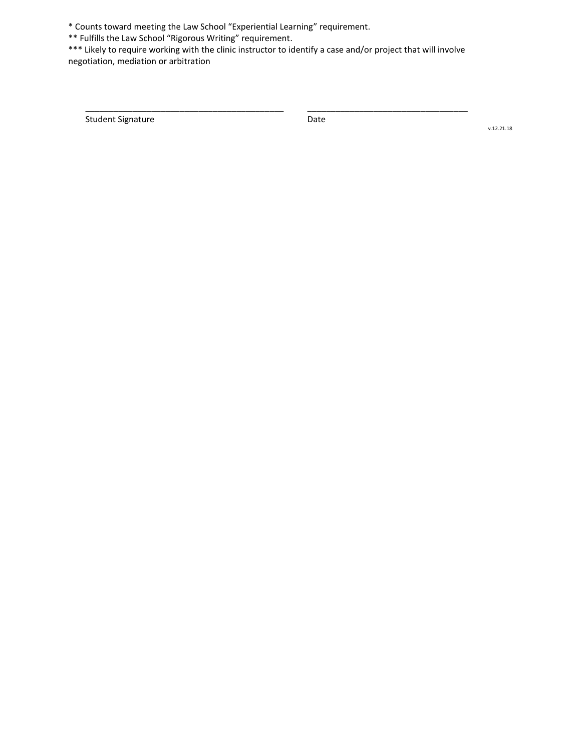* Counts toward meeting the Law School “Experiential Learning” requirement.
** Fulfills the Law School “Rigorous Writing” requirement.
*** Likely to require working with the clinic instructor to identify a case and/or project that will involve negotiation, mediation or arbitration

| | |
|---|---|
| _____________________________________________ | ____________________________________ |
| Student Signature | Date |

v.12.21.18